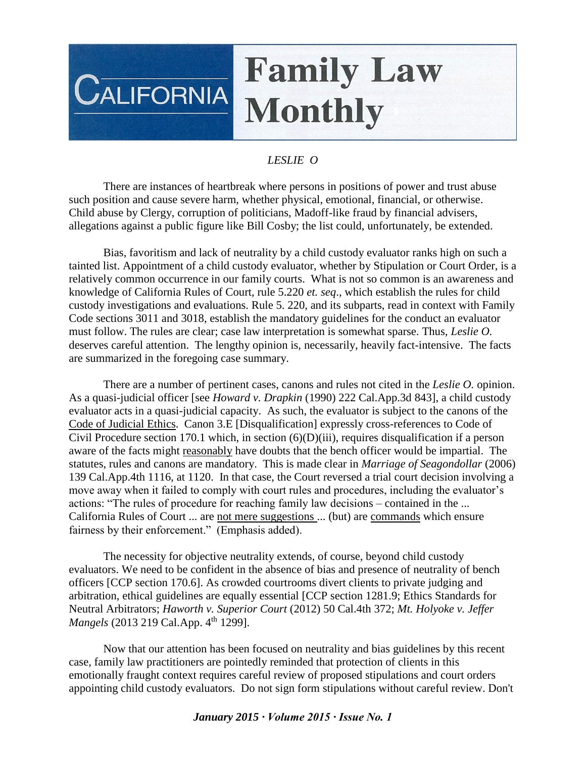# California Family Law Monthly

*LESLIE O*

There are instances of heartbreak where persons in positions of power and trust abuse such position and cause severe harm, whether physical, emotional, financial, or otherwise. Child abuse by Clergy, corruption of politicians, Madoff-like fraud by financial advisers, allegations against a public figure like Bill Cosby; the list could, unfortunately, be extended.

Bias, favoritism and lack of neutrality by a child custody evaluator ranks high on such a tainted list. Appointment of a child custody evaluator, whether by Stipulation or Court Order, is a relatively common occurrence in our family courts. What is not so common is an awareness and knowledge of California Rules of Court, rule 5.220 *et. seq*., which establish the rules for child custody investigations and evaluations. Rule 5. 220, and its subparts, read in context with Family Code sections 3011 and 3018, establish the mandatory guidelines for the conduct an evaluator must follow. The rules are clear; case law interpretation is somewhat sparse. Thus, *Leslie O.* deserves careful attention. The lengthy opinion is, necessarily, heavily fact-intensive. The facts are summarized in the foregoing case summary.

There are a number of pertinent cases, canons and rules not cited in the *Leslie O.* opinion. As a quasi-judicial officer [see *Howard v. Drapkin* (1990) 222 Cal.App.3d 843], a child custody evaluator acts in a quasi-judicial capacity. As such, the evaluator is subject to the canons of the <u>Code of Judicial Ethics</u>. Canon 3.E [Disqualification] expressly cross-references to Code of Civil Procedure section 170.1 which, in section (6)(D)(iii), requires disqualification if a person aware of the facts might <u>reasonably</u> have doubts that the bench officer would be impartial. The statutes, rules and canons are mandatory. This is made clear in *Marriage of Seagondollar* (2006) 139 Cal.App.4th 1116, at 1120. In that case, the Court reversed a trial court decision involving a move away when it failed to comply with court rules and procedures, including the evaluator's actions: "The rules of procedure for reaching family law decisions – contained in the ... California Rules of Court ... are <u>not mere suggestions</u> ... (but) are <u>commands</u> which ensure fairness by their enforcement." (Emphasis added).

The necessity for objective neutrality extends, of course, beyond child custody evaluators. We need to be confident in the absence of bias and presence of neutrality of bench officers [CCP section 170.6]. As crowded courtrooms divert clients to private judging and arbitration, ethical guidelines are equally essential [CCP section 1281.9; Ethics Standards for Neutral Arbitrators; *Haworth v. Superior Court* (2012) 50 Cal.4th 372; *Mt. Holyoke v. Jeffer Mangels* (2013 219 Cal.App. 4th 1299].

Now that our attention has been focused on neutrality and bias guidelines by this recent case, family law practitioners are pointedly reminded that protection of clients in this emotionally fraught context requires careful review of proposed stipulations and court orders appointing child custody evaluators. Do not sign form stipulations without careful review. Don't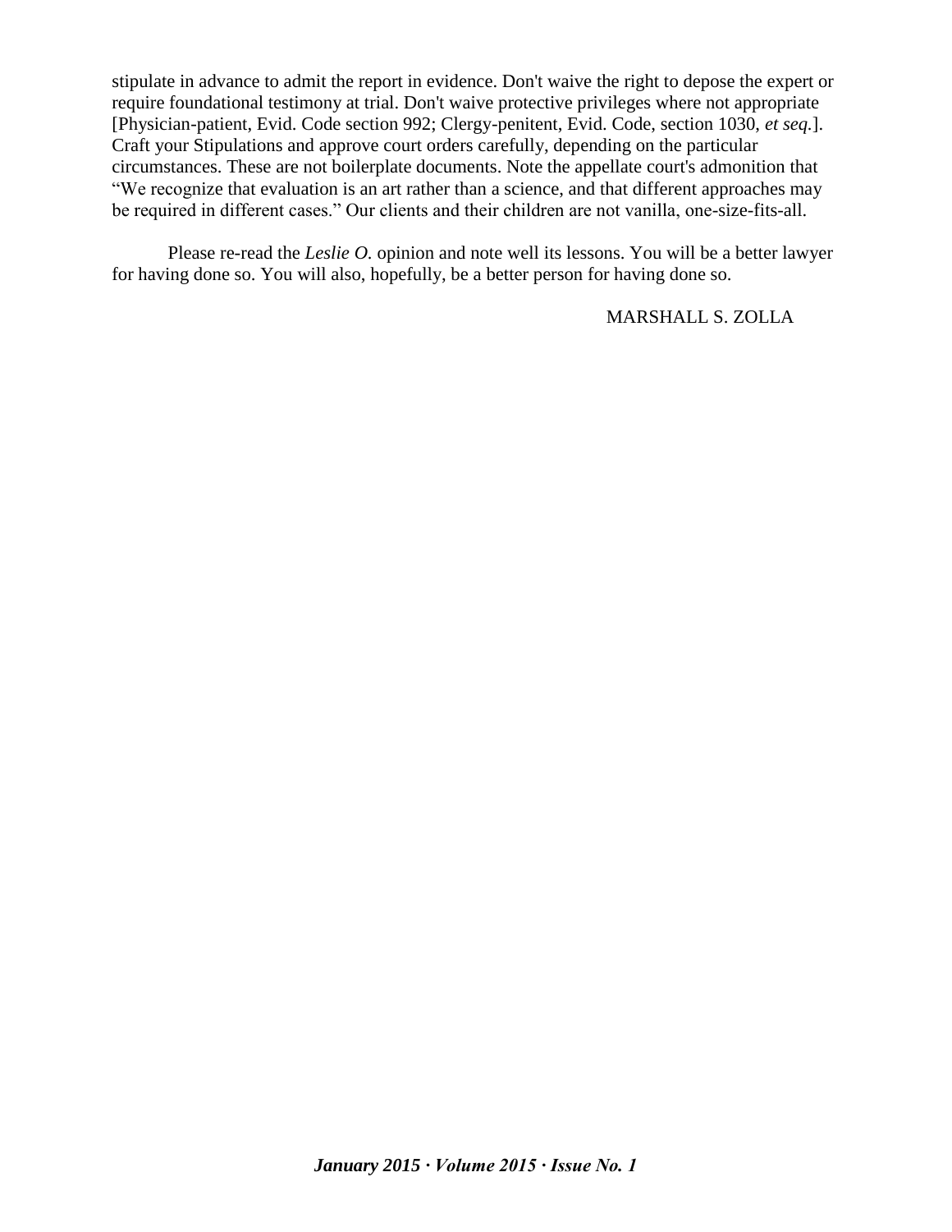stipulate in advance to admit the report in evidence. Don't waive the right to depose the expert or require foundational testimony at trial. Don't waive protective privileges where not appropriate [Physician-patient, Evid. Code section 992; Clergy-penitent, Evid. Code, section 1030, *et seq.*]. Craft your Stipulations and approve court orders carefully, depending on the particular circumstances. These are not boilerplate documents. Note the appellate court's admonition that "We recognize that evaluation is an art rather than a science, and that different approaches may be required in different cases." Our clients and their children are not vanilla, one-size-fits-all.

Please re-read the *Leslie O.* opinion and note well its lessons. You will be a better lawyer for having done so. You will also, hopefully, be a better person for having done so.

MARSHALL S. ZOLLA